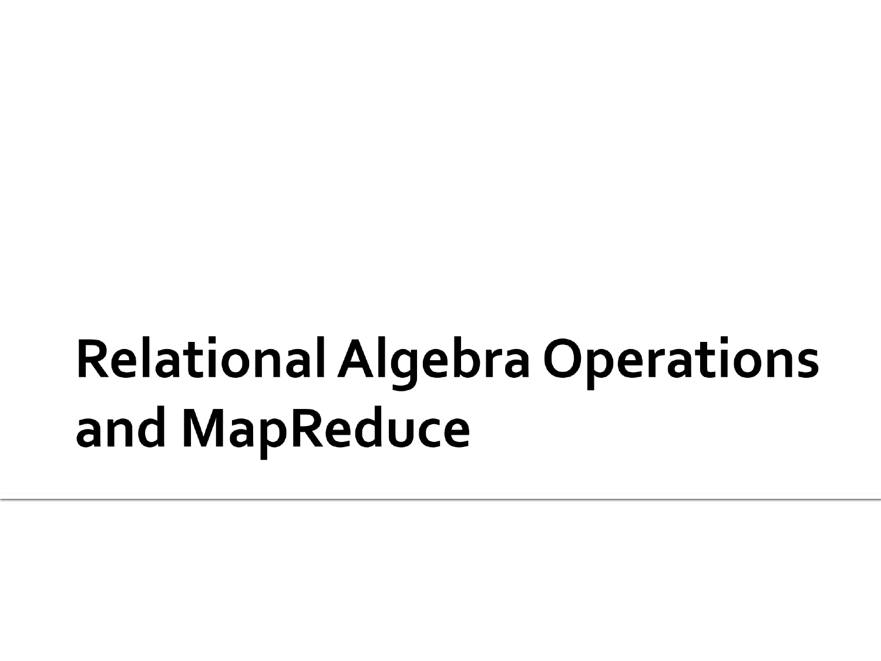# Relational Algebra Operations and MapReduce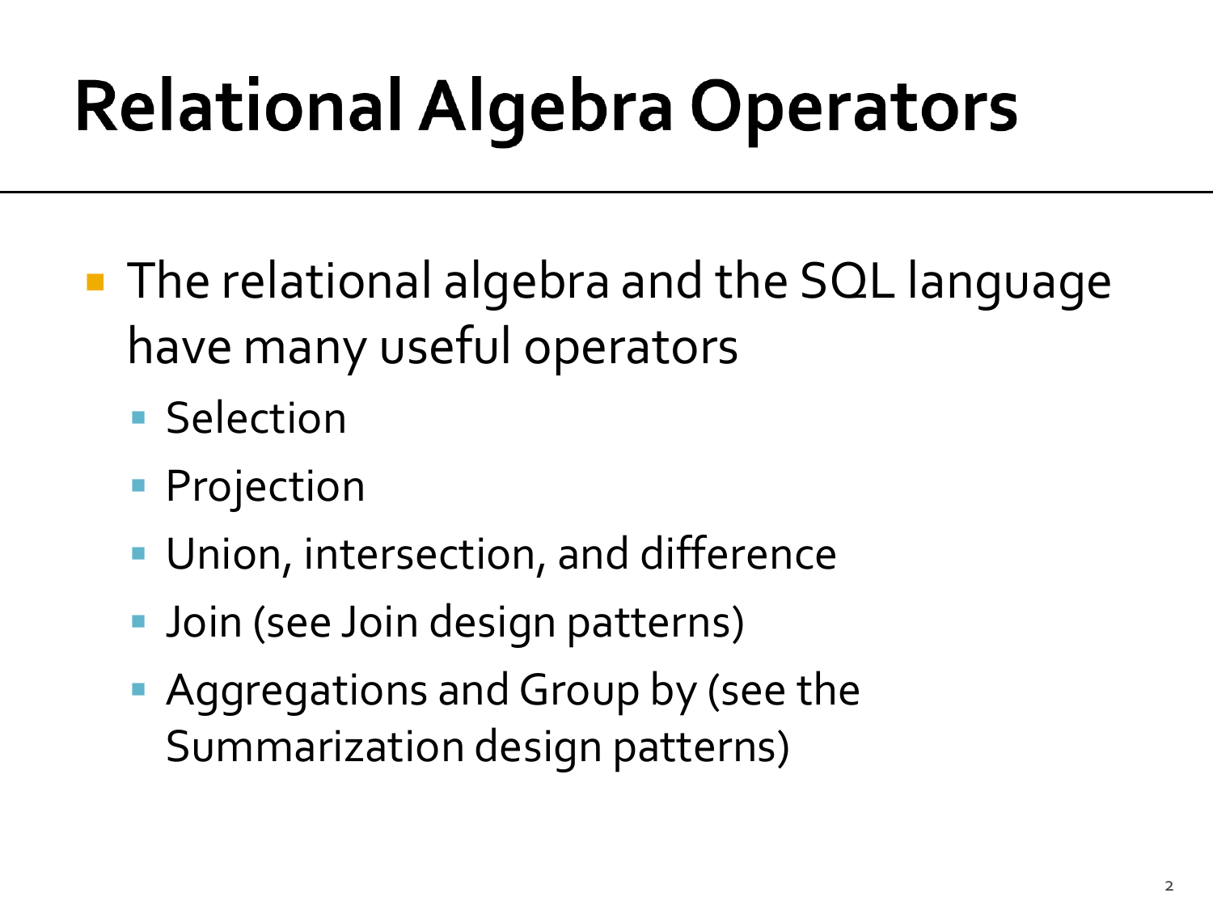# Relational Algebra Operators

- The relational algebra and the SQL language have many useful operators
  - Selection
  - Projection
  - Union, intersection, and difference
  - Join (see Join design patterns)
  - Aggregations and Group by (see the Summarization design patterns)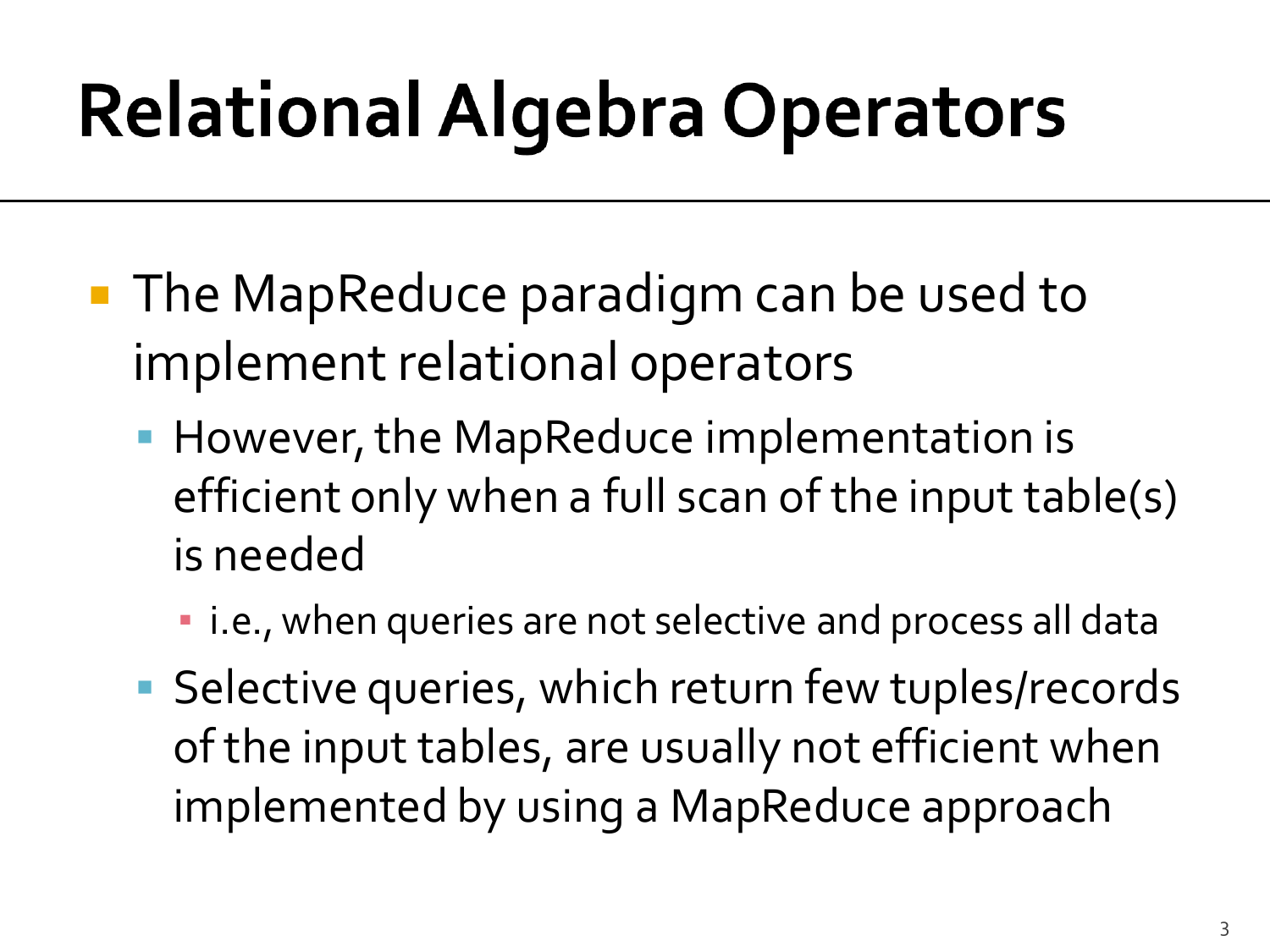# Relational Algebra Operators

- The MapReduce paradigm can be used to implement relational operators
  - However, the MapReduce implementation is efficient only when a full scan of the input table(s) is needed
    - i.e., when queries are not selective and process all data
  - Selective queries, which return few tuples/records of the input tables, are usually not efficient when implemented by using a MapReduce approach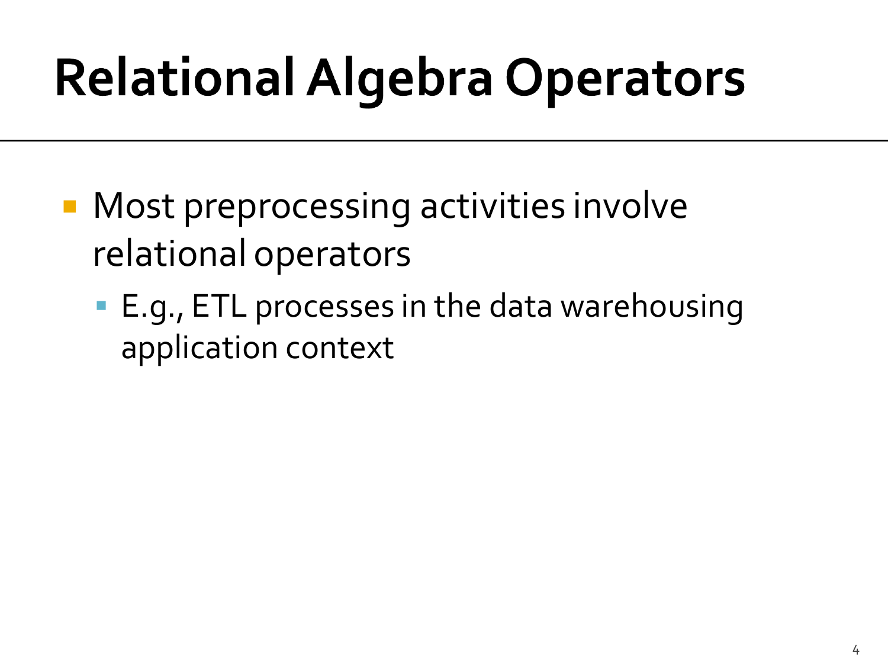# Relational Algebra Operators

- Most preprocessing activities involve relational operators
  - E.g., ETL processes in the data warehousing application context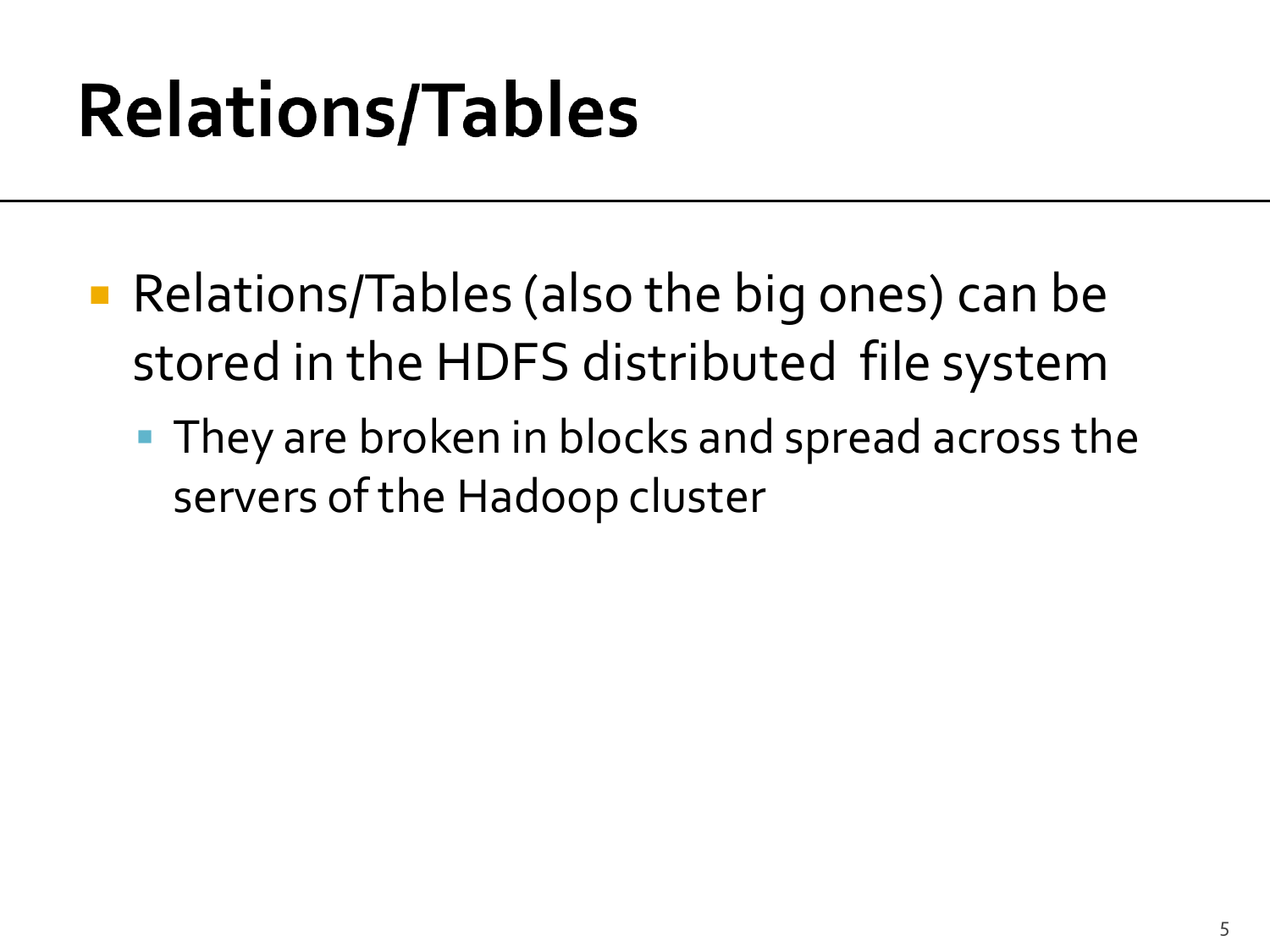# Relations/Tables

- Relations/Tables (also the big ones) can be stored in the HDFS distributed file system
  - They are broken in blocks and spread across the servers of the Hadoop cluster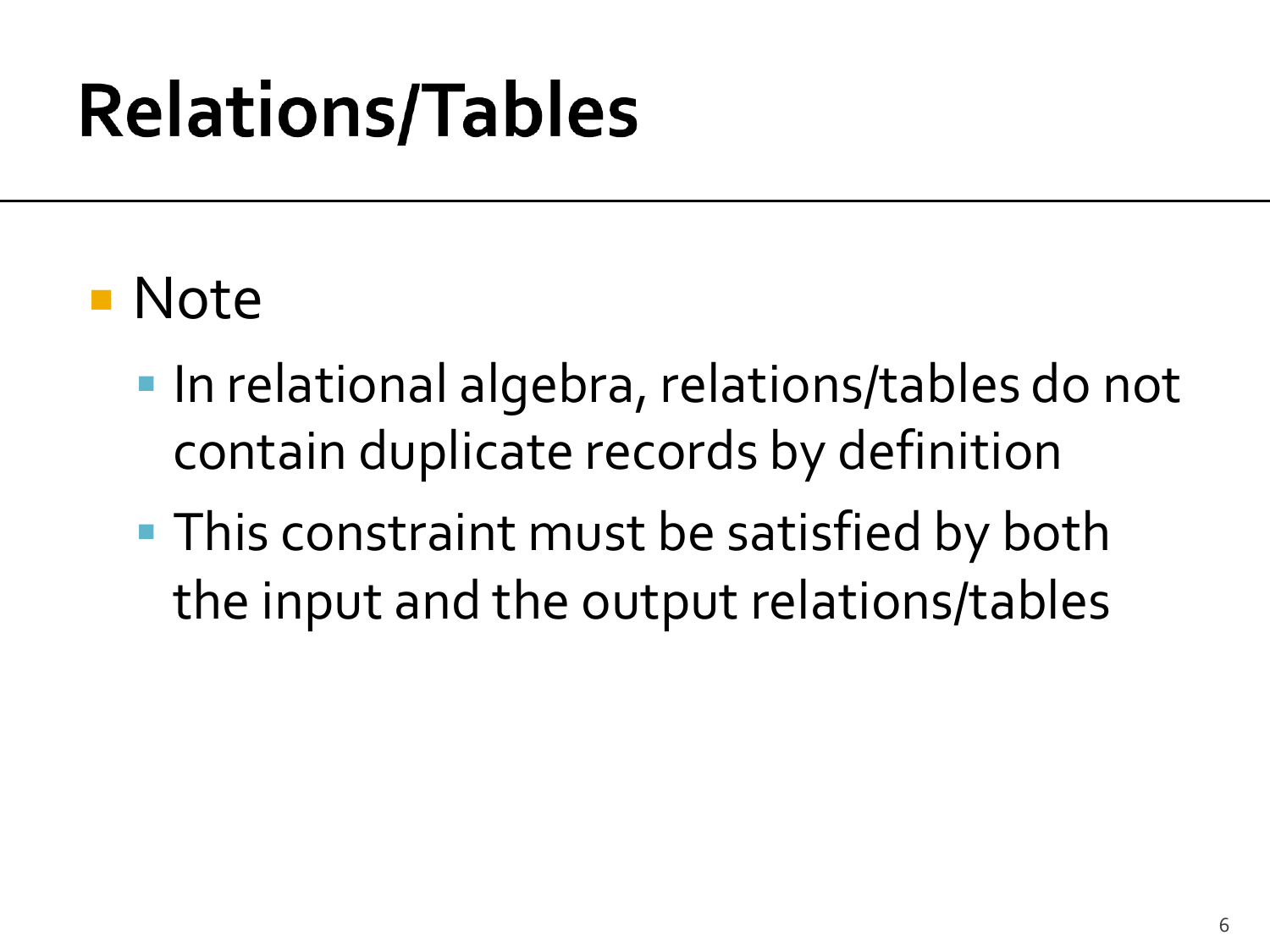# Relations/Tables

- Note
  - In relational algebra, relations/tables do not contain duplicate records by definition
  - This constraint must be satisfied by both the input and the output relations/tables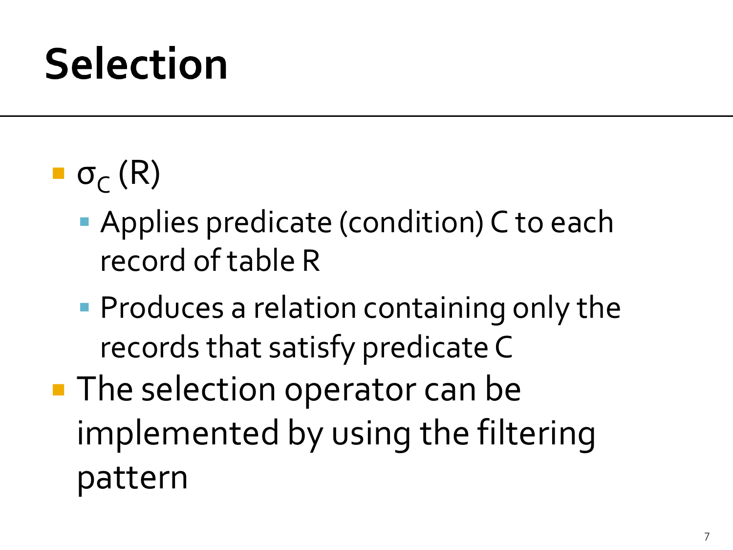# Selection

- $\sigma_C (R)$
  - Applies predicate (condition) C to each record of table R
  - Produces a relation containing only the records that satisfy predicate C
- The selection operator can be implemented by using the filtering pattern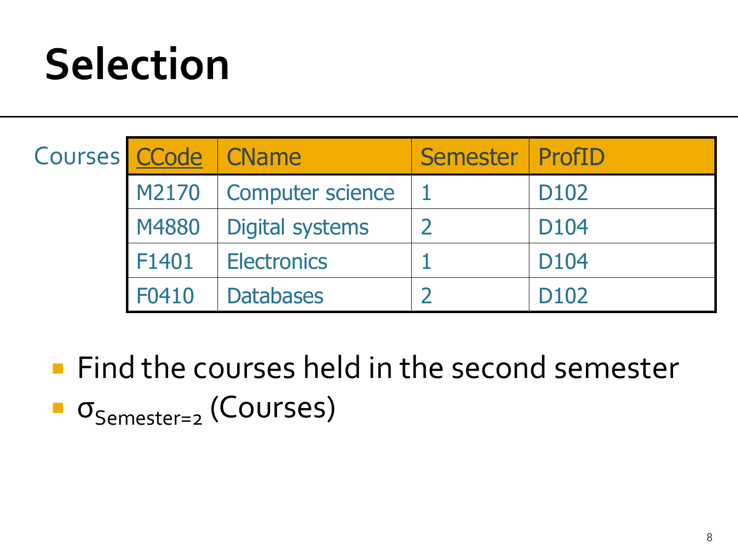# Selection

Courses

| CCode | CName | Semester | ProfID |
|---|---|---|---|
| M2170 | Computer science | 1 | D102 |
| M4880 | Digital systems | 2 | D104 |
| F1401 | Electronics | 1 | D104 |
| F0410 | Databases | 2 | D102 |

- Find the courses held in the second semester
- $\sigma_{Semester=2}$ (Courses)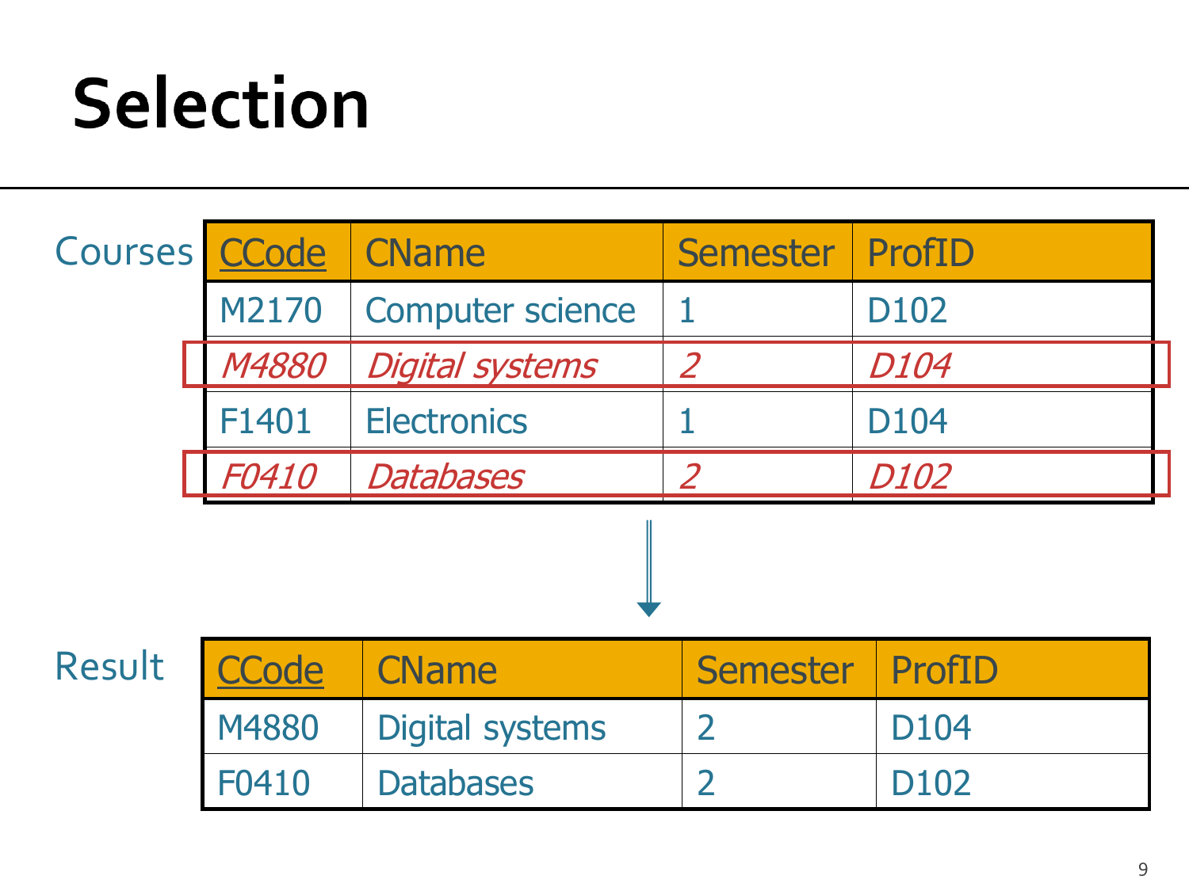# Selection

Courses

| CCode | CName | Semester | ProfID |
|---|---|---|---|
| M2170 | Computer science | 1 | D102 |
| *M4880* | *Digital systems* | *2* | *D104* |
| F1401 | Electronics | 1 | D104 |
| *F0410* | *Databases* | *2* | *D102* |

Result

| CCode | CName | Semester | ProfID |
|---|---|---|---|
| M4880 | Digital systems | 2 | D104 |
| F0410 | Databases | 2 | D102 |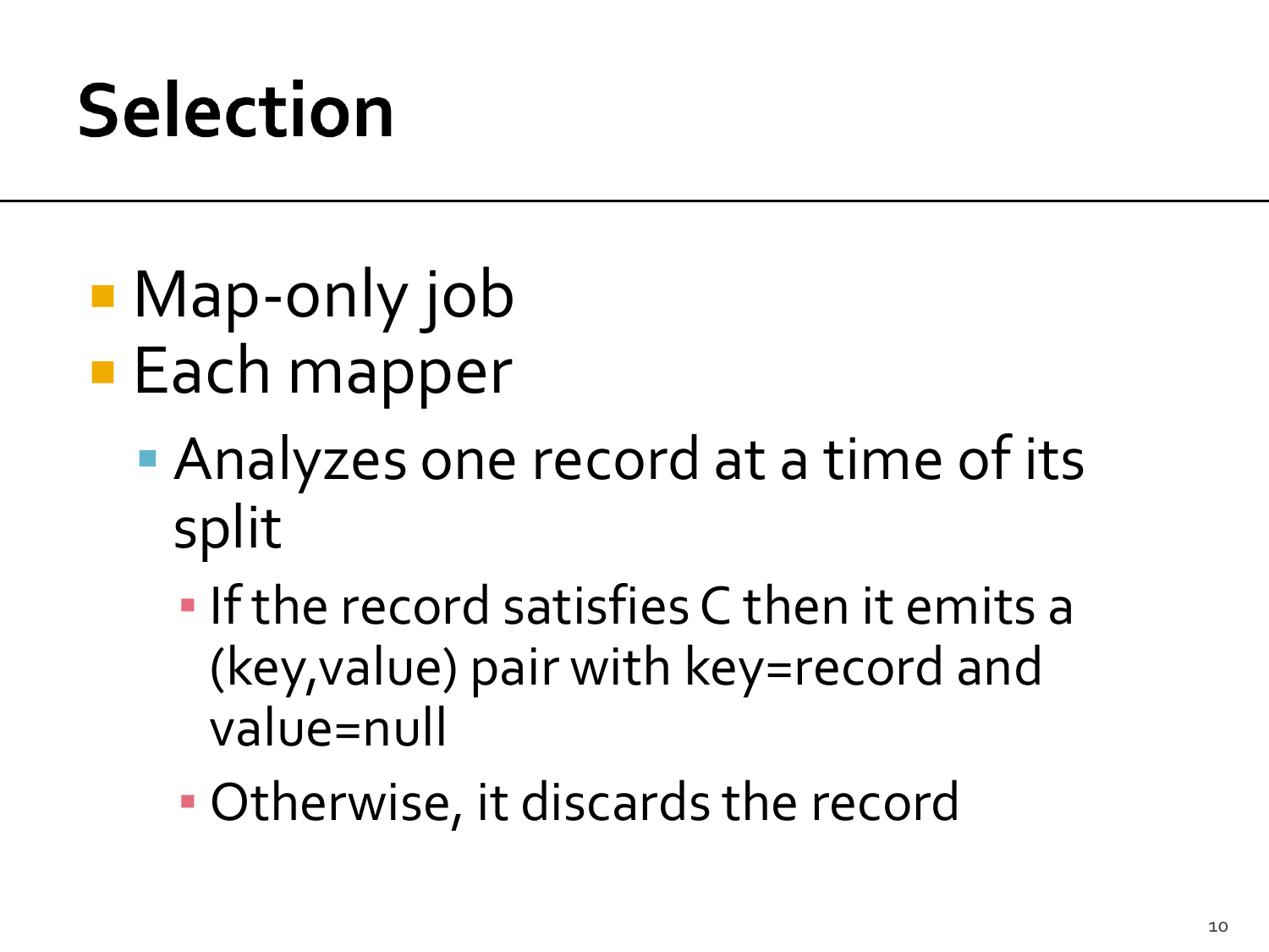# Selection

- Map-only job
- Each mapper
  - Analyzes one record at a time of its split
    - If the record satisfies C then it emits a (key,value) pair with key=record and value=null
    - Otherwise, it discards the record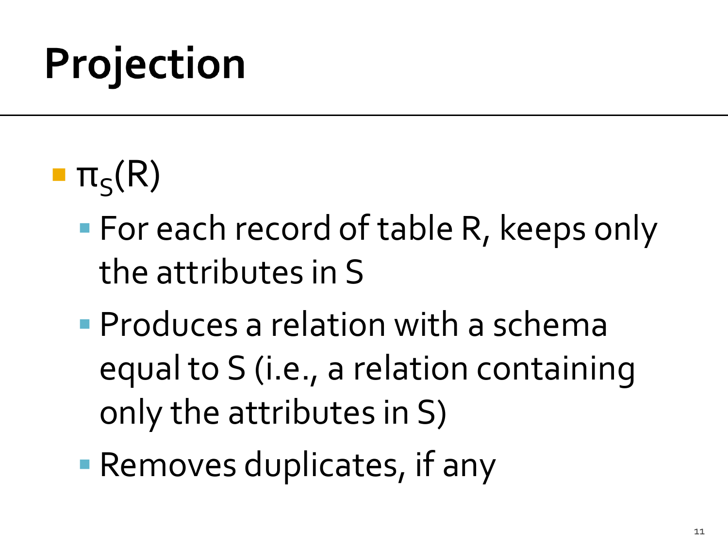# Projection

- $\pi_S(R)$
  - For each record of table R, keeps only the attributes in S
  - Produces a relation with a schema equal to S (i.e., a relation containing only the attributes in S)
  - Removes duplicates, if any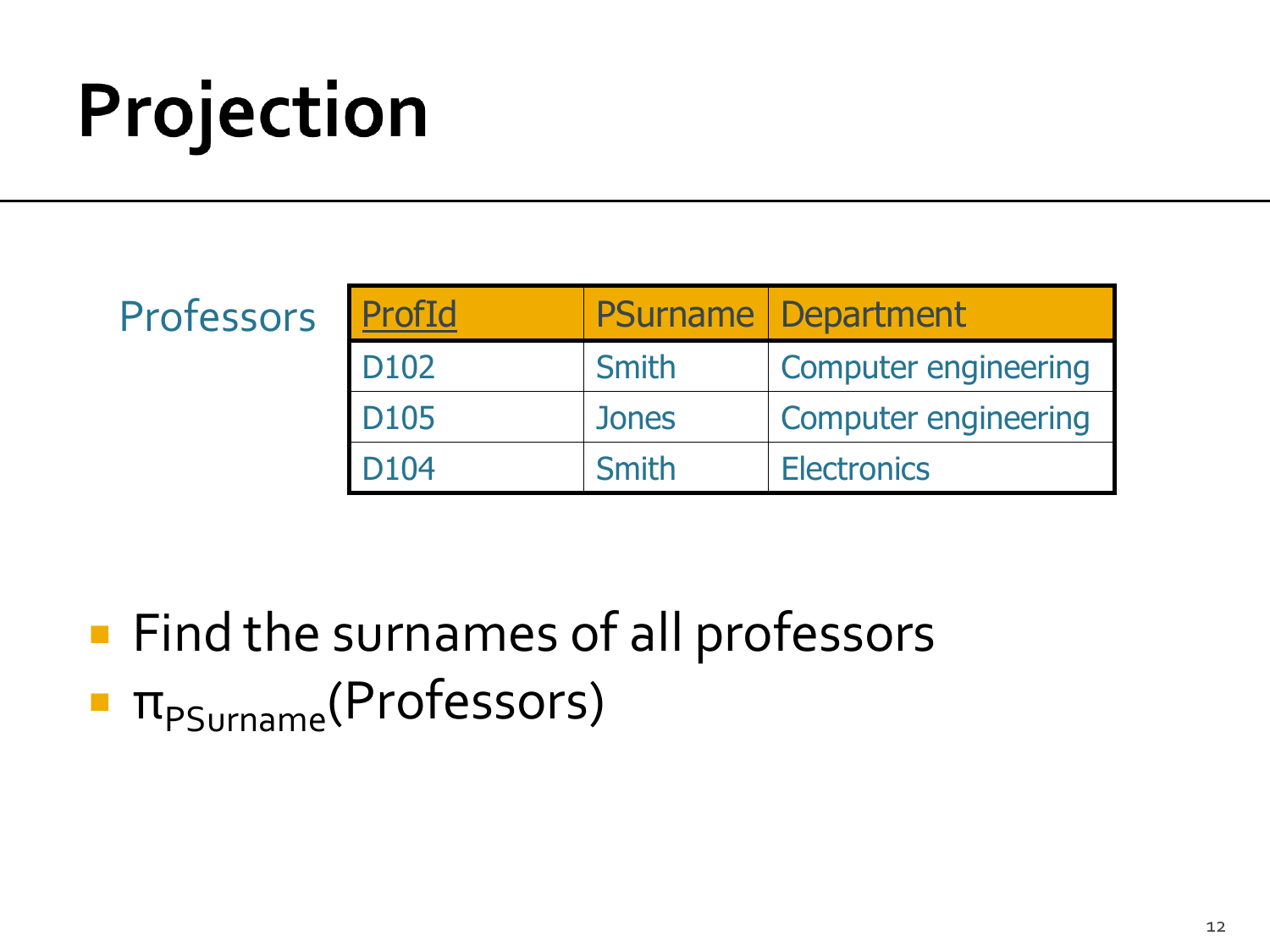# Projection

Professors

| ProfId | PSurname | Department |
| --- | --- | --- |
| D102 | Smith | Computer engineering |
| D105 | Jones | Computer engineering |
| D104 | Smith | Electronics |

- Find the surnames of all professors
- $\pi_{PSurname}$(Professors)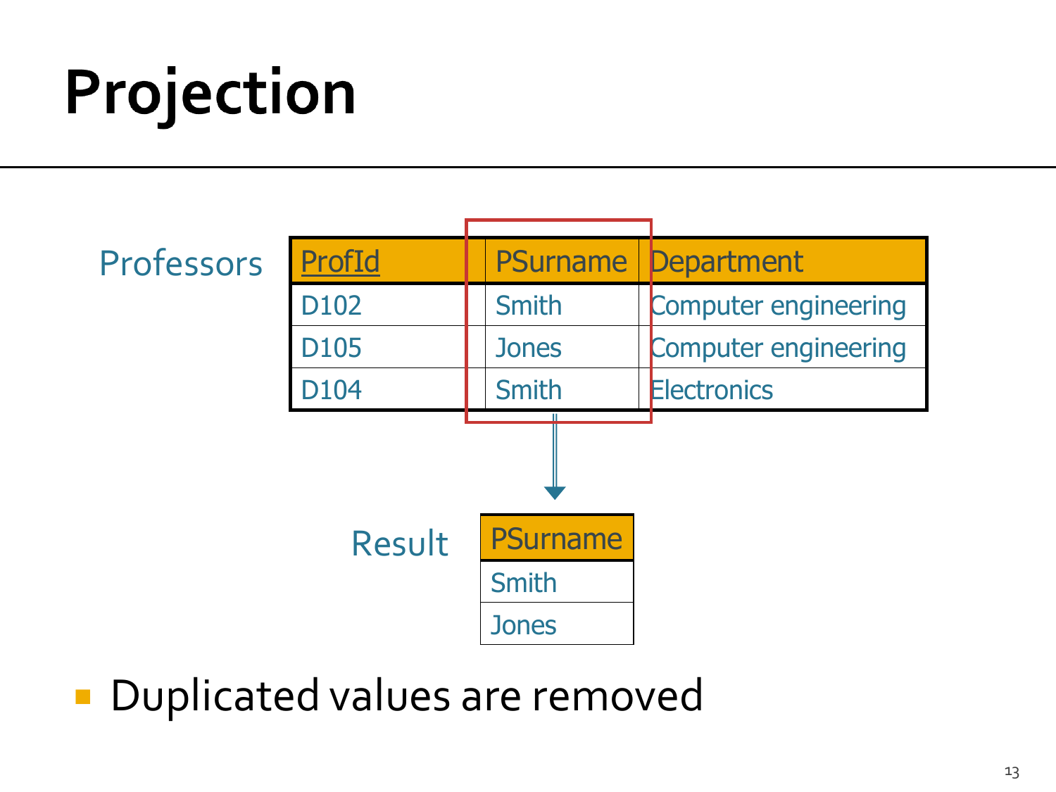# Projection

Professors

| ProfId | PSurname | Department |
| --- | --- | --- |
| D102 | Smith | Computer engineering |
| D105 | Jones | Computer engineering |
| D104 | Smith | Electronics |

Result

| PSurname |
| --- |
| Smith |
| Jones |

- Duplicated values are removed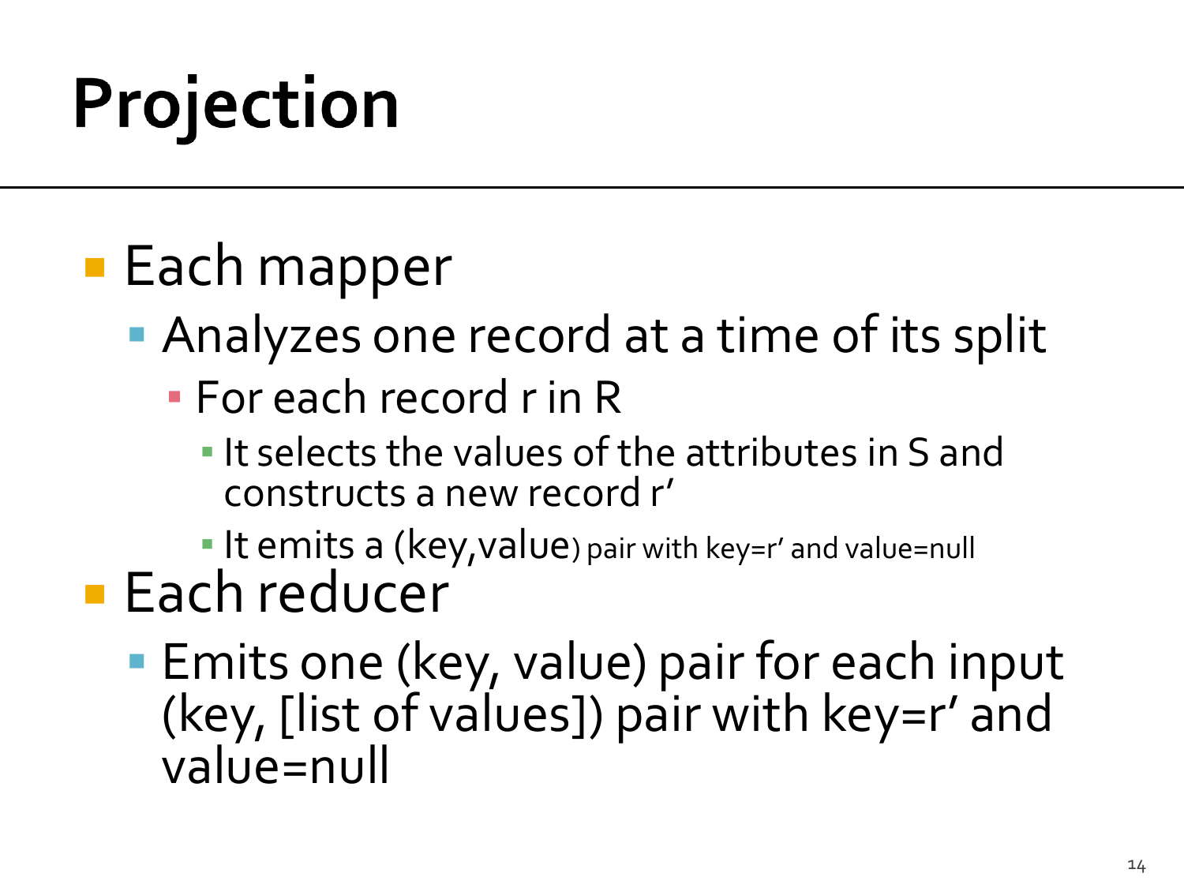# Projection

- Each mapper
  - Analyzes one record at a time of its split
    - For each record r in R
      - It selects the values of the attributes in S and constructs a new record r'
      - It emits a (key,value) pair with key=r' and value=null
- Each reducer
  - Emits one (key, value) pair for each input (key, [list of values]) pair with key=r' and value=null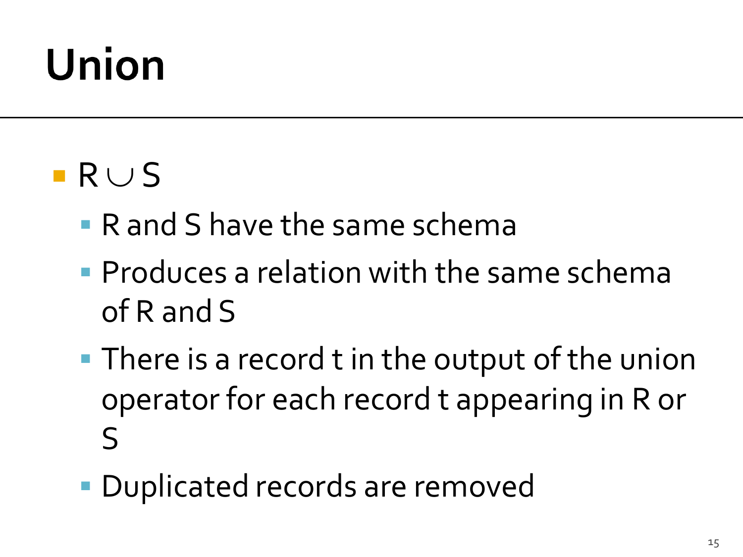# Union

- $R \cup S$
  - R and S have the same schema
  - Produces a relation with the same schema of R and S
  - There is a record t in the output of the union operator for each record t appearing in R or S
  - Duplicated records are removed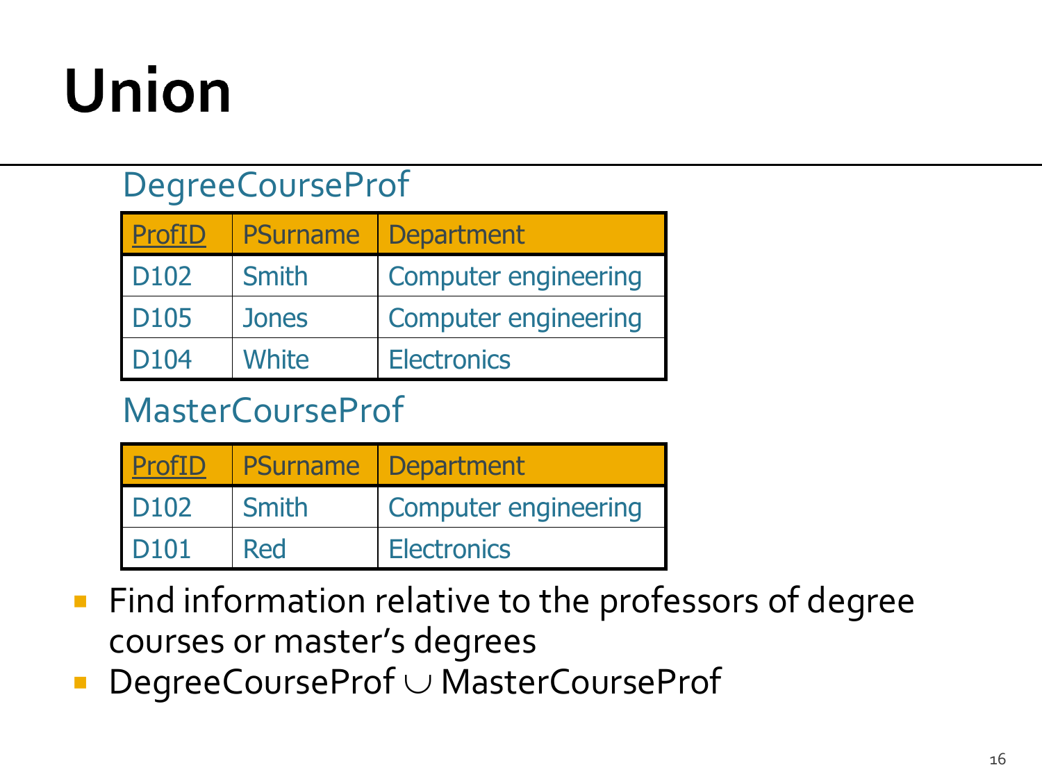# Union

DegreeCourseProf

| ProfID | PSurname | Department |
|---|---|---|
| D102 | Smith | Computer engineering |
| D105 | Jones | Computer engineering |
| D104 | White | Electronics |

MasterCourseProf

| ProfID | PSurname | Department |
|---|---|---|
| D102 | Smith | Computer engineering |
| D101 | Red | Electronics |

- Find information relative to the professors of degree courses or master's degrees
- DegreeCourseProf ∪ MasterCourseProf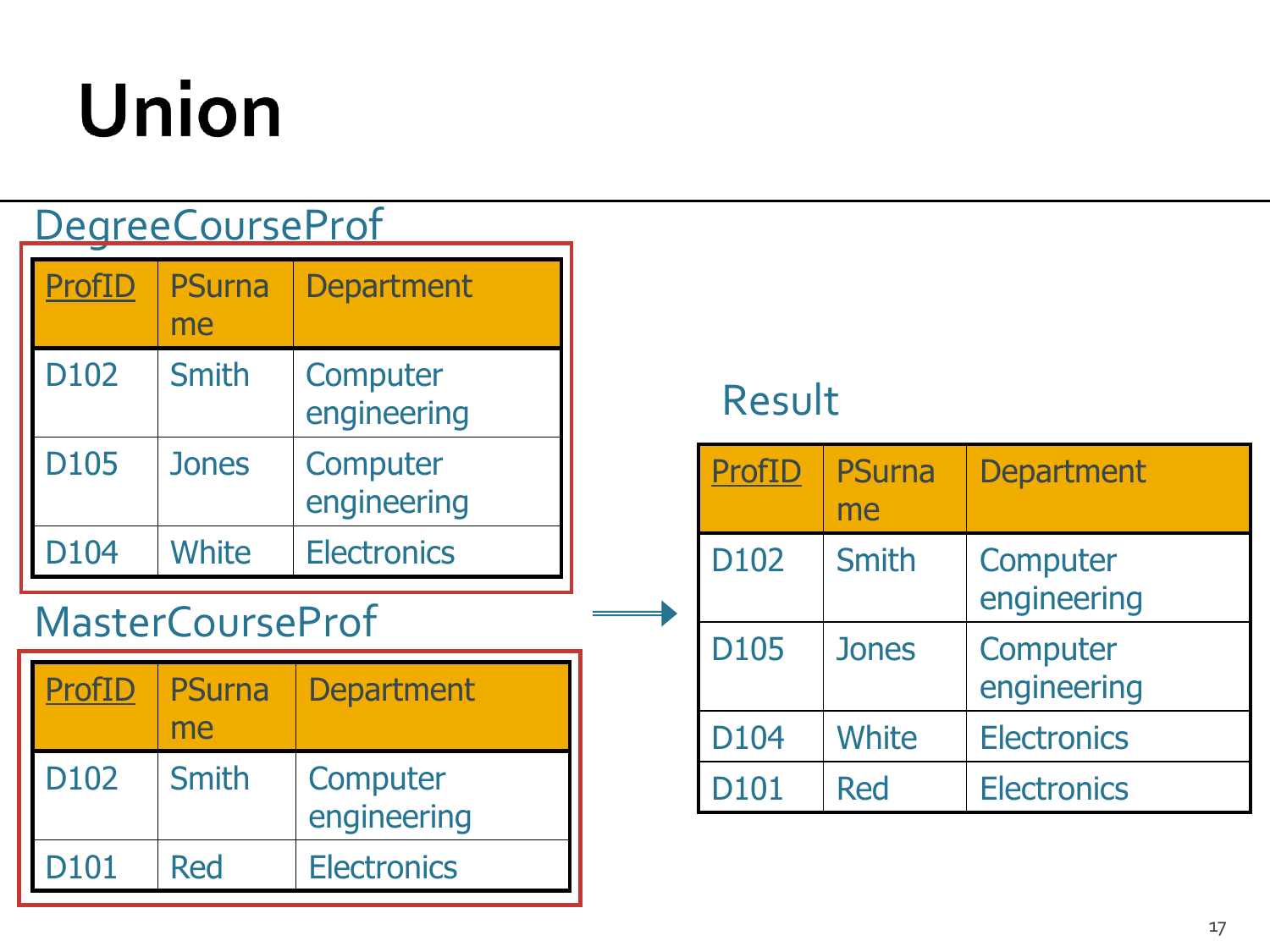# Union

DegreeCourseProf

| ProfID | PSurname | Department |
|---|---|---|
| D102 | Smith | Computer engineering |
| D105 | Jones | Computer engineering |
| D104 | White | Electronics |

MasterCourseProf

| ProfID | PSurname | Department |
|---|---|---|
| D102 | Smith | Computer engineering |
| D101 | Red | Electronics |

Result

| ProfID | PSurname | Department |
|---|---|---|
| D102 | Smith | Computer engineering |
| D105 | Jones | Computer engineering |
| D104 | White | Electronics |
| D101 | Red | Electronics |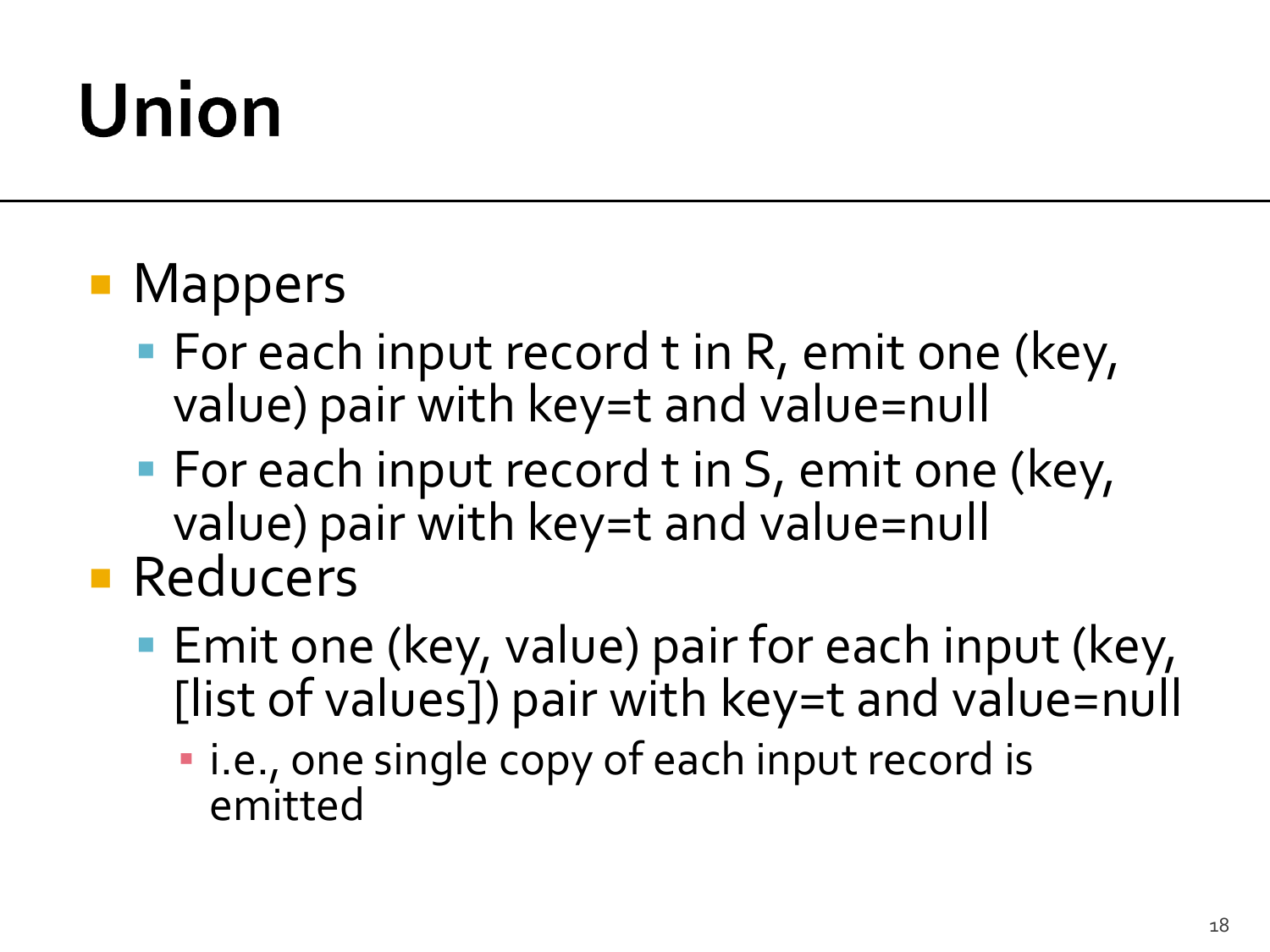# Union

- Mappers
  - For each input record t in R, emit one (key, value) pair with key=t and value=null
  - For each input record t in S, emit one (key, value) pair with key=t and value=null
- Reducers
  - Emit one (key, value) pair for each input (key, [list of values]) pair with key=t and value=null
    - i.e., one single copy of each input record is emitted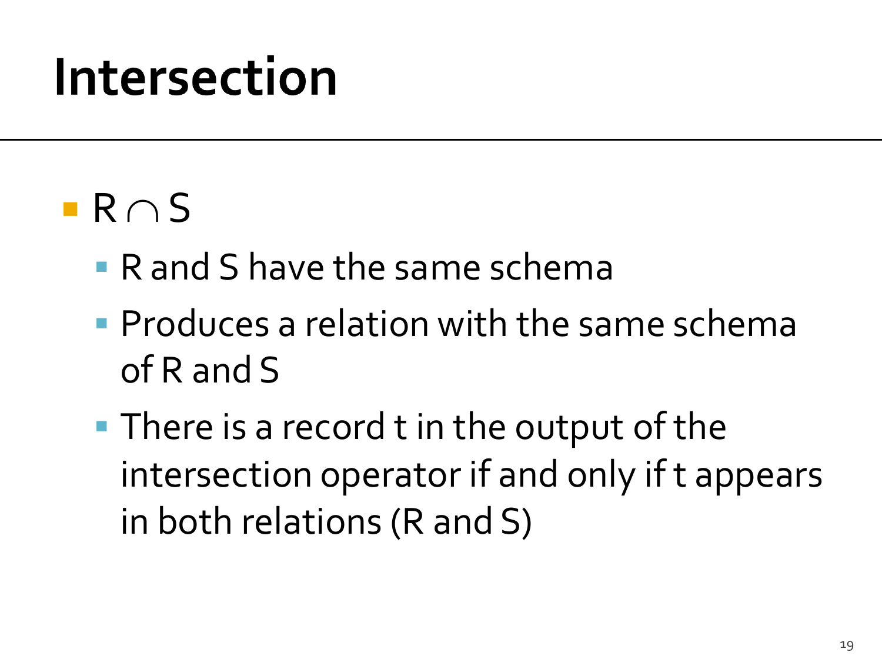# Intersection

- $R \cap S$
  - R and S have the same schema
  - Produces a relation with the same schema of R and S
  - There is a record t in the output of the intersection operator if and only if t appears in both relations (R and S)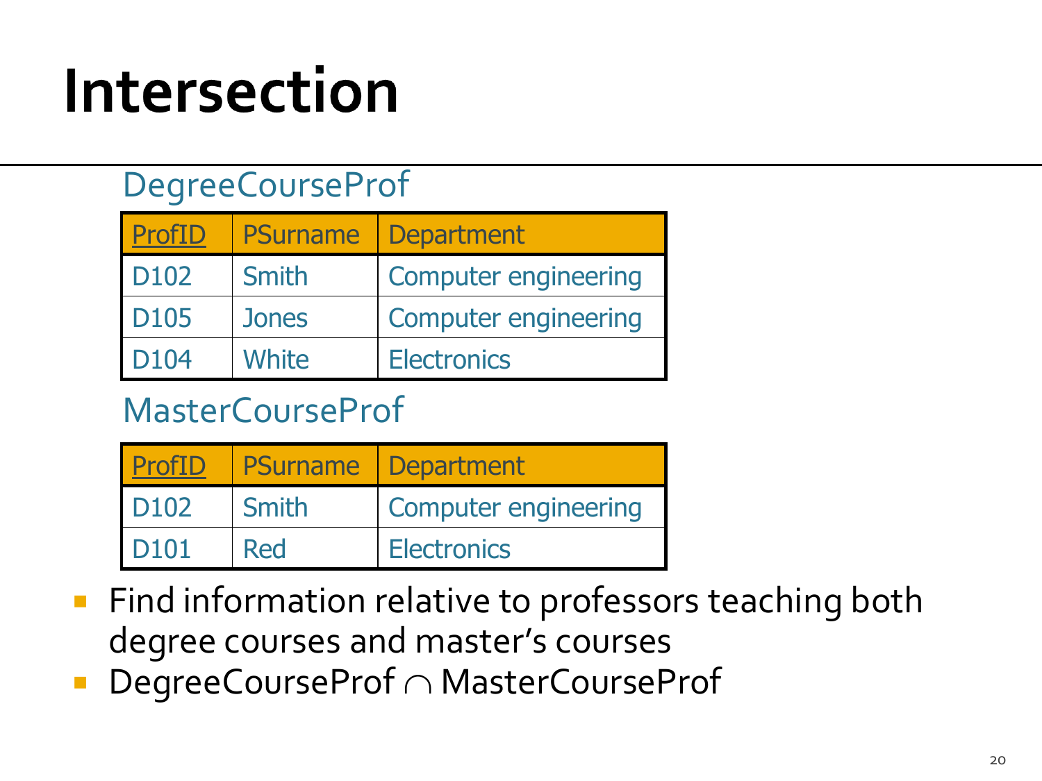# Intersection

DegreeCourseProf

| ProfID | PSurname | Department |
|---|---|---|
| D102 | Smith | Computer engineering |
| D105 | Jones | Computer engineering |
| D104 | White | Electronics |

MasterCourseProf

| ProfID | PSurname | Department |
|---|---|---|
| D102 | Smith | Computer engineering |
| D101 | Red | Electronics |

- Find information relative to professors teaching both degree courses and master's courses
- DegreeCourseProf $\cap$ MasterCourseProf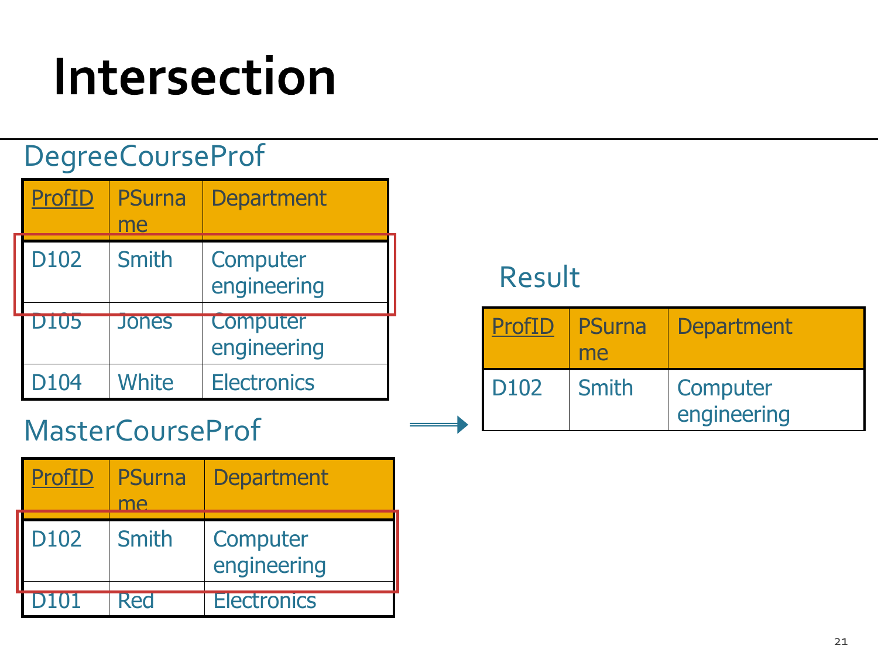# Intersection

DegreeCourseProf

| ProfID | PSurname | Department |
| --- | --- | --- |
| D102 | Smith | Computer engineering |
| D105 | Jones | Computer engineering |
| D104 | White | Electronics |

MasterCourseProf

| ProfID | PSurname | Department |
| --- | --- | --- |
| D102 | Smith | Computer engineering |
| D101 | Red | Electronics |

Result

| ProfID | PSurname | Department |
| --- | --- | --- |
| D102 | Smith | Computer engineering |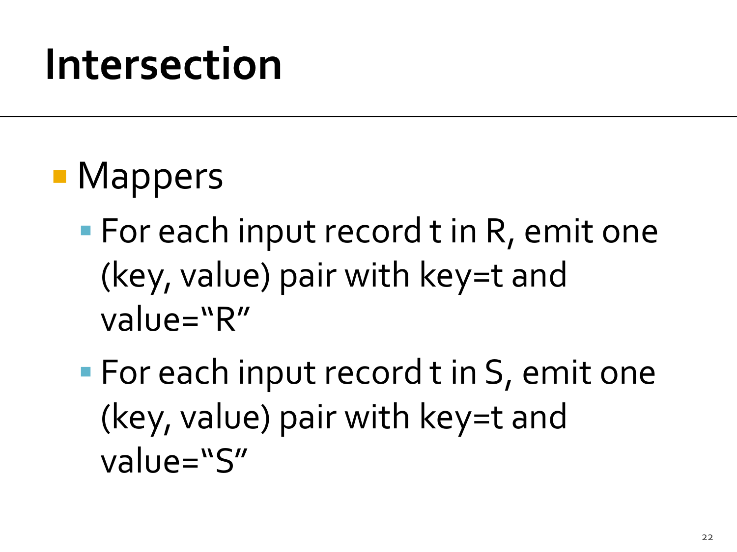# Intersection

- Mappers
  - For each input record t in R, emit one (key, value) pair with key=t and value="R"
  - For each input record t in S, emit one (key, value) pair with key=t and value="S"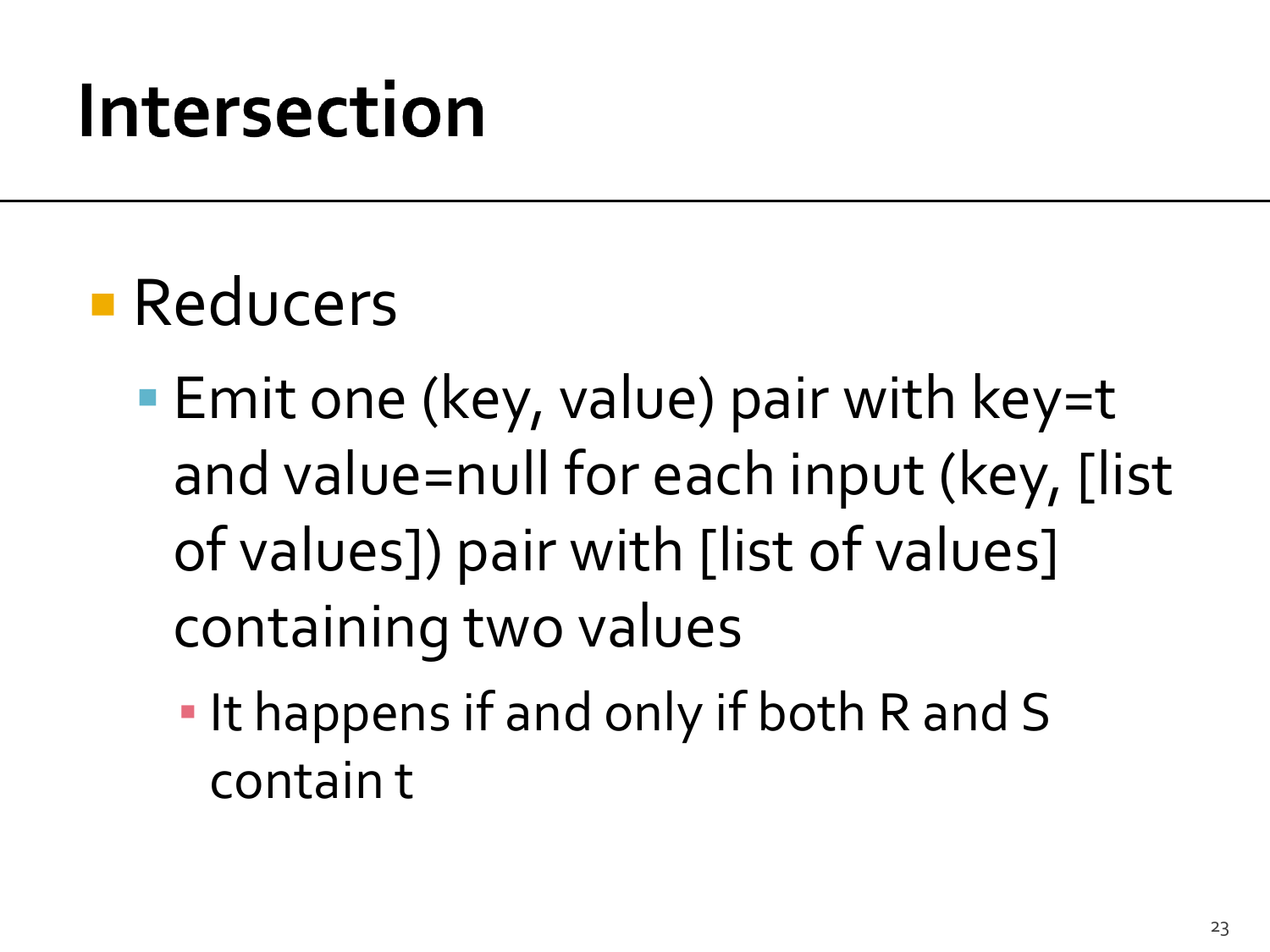# Intersection

- Reducers
  - Emit one (key, value) pair with key=t and value=null for each input (key, [list of values]) pair with [list of values] containing two values
    - It happens if and only if both R and S contain t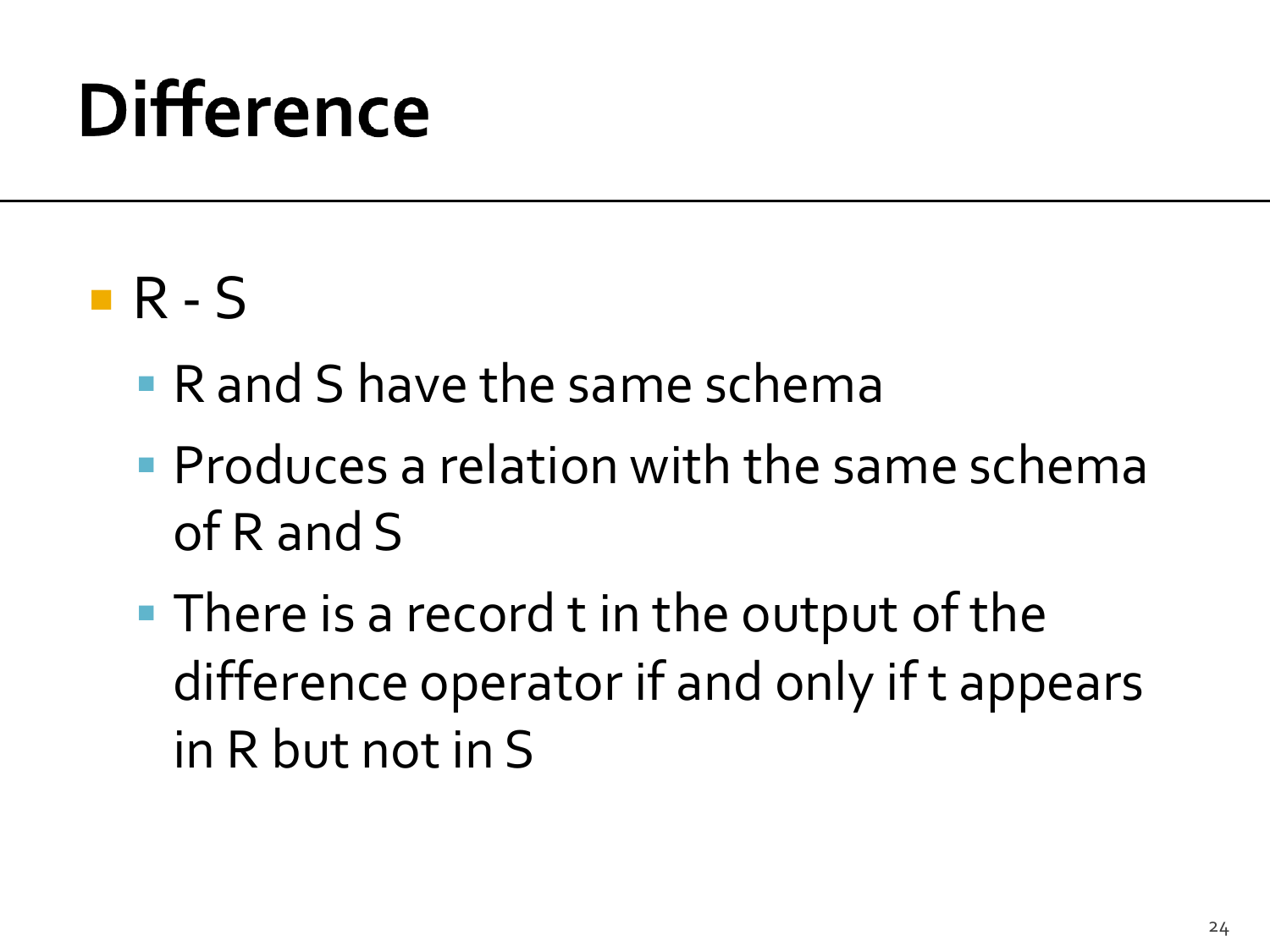# Difference

- R - S
  - R and S have the same schema
  - Produces a relation with the same schema of R and S
  - There is a record t in the output of the difference operator if and only if t appears in R but not in S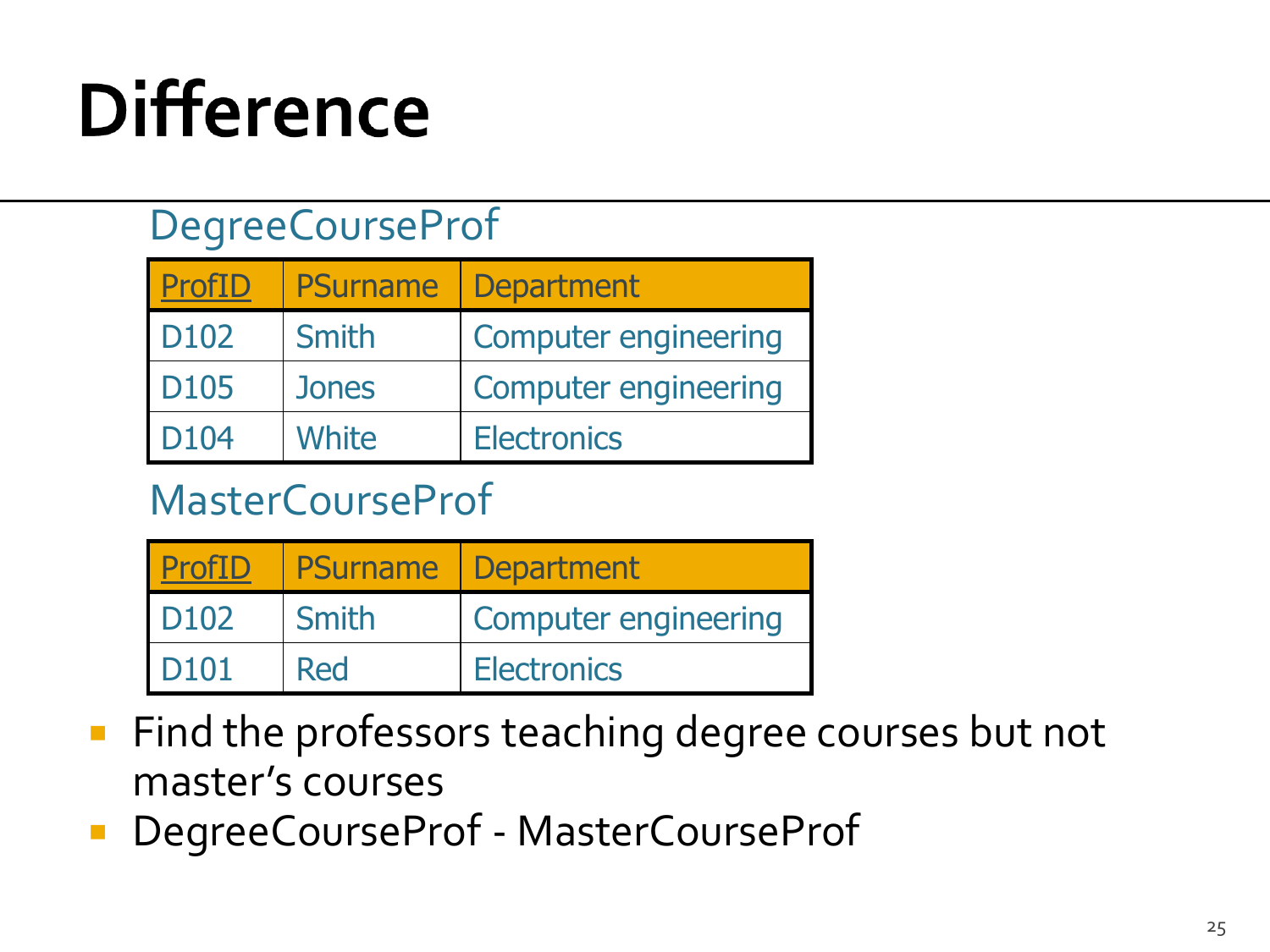# Difference

DegreeCourseProf

| ProfID | PSurname | Department |
|---|---|---|
| D102 | Smith | Computer engineering |
| D105 | Jones | Computer engineering |
| D104 | White | Electronics |

MasterCourseProf

| ProfID | PSurname | Department |
|---|---|---|
| D102 | Smith | Computer engineering |
| D101 | Red | Electronics |

- Find the professors teaching degree courses but not master's courses
- DegreeCourseProf - MasterCourseProf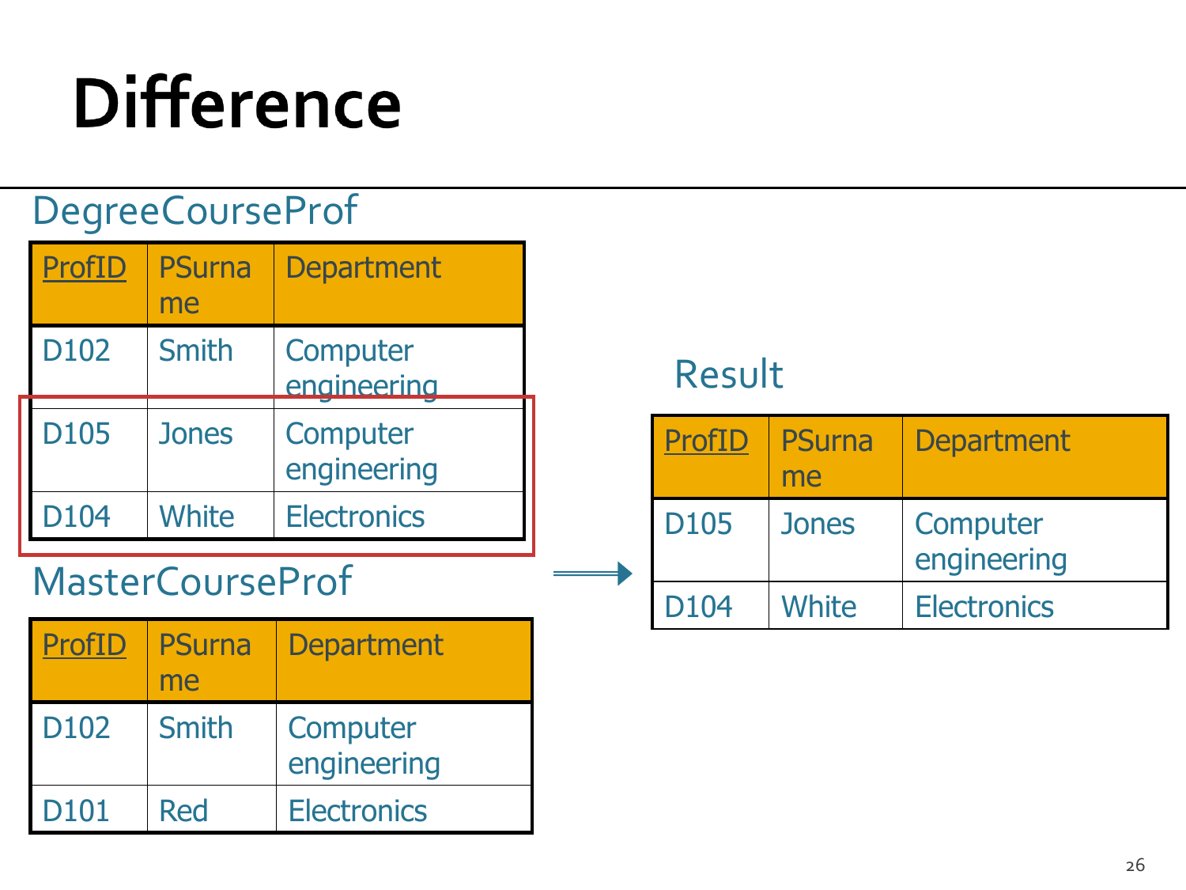# Difference

DegreeCourseProf

| ProfID | PSurname | Department |
|---|---|---|
| D102 | Smith | Computer engineering |
| D105 | Jones | Computer engineering |
| D104 | White | Electronics |

MasterCourseProf

| ProfID | PSurname | Department |
|---|---|---|
| D102 | Smith | Computer engineering |
| D101 | Red | Electronics |

Result

| ProfID | PSurname | Department |
|---|---|---|
| D105 | Jones | Computer engineering |
| D104 | White | Electronics |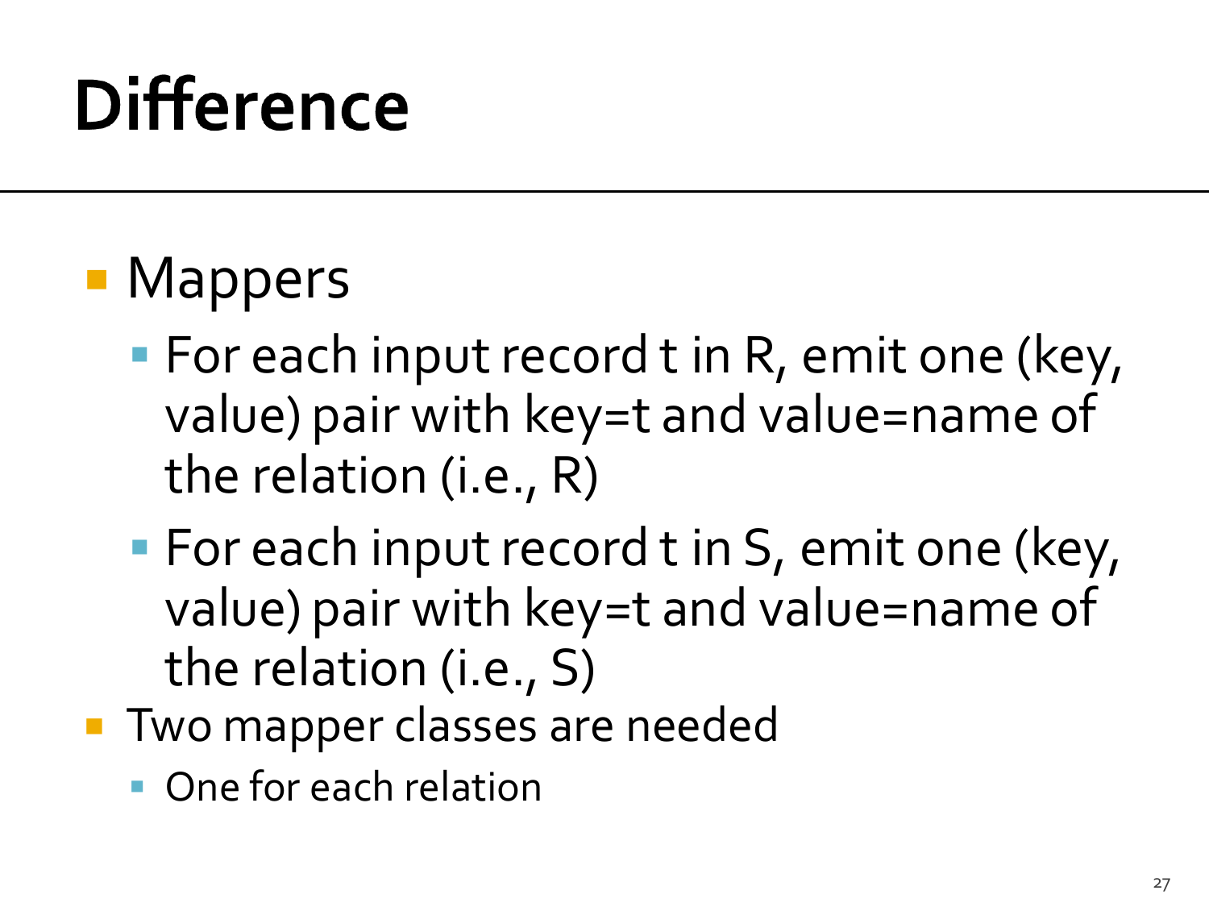# Difference

- Mappers
  - For each input record t in R, emit one (key, value) pair with key=t and value=name of the relation (i.e., R)
  - For each input record t in S, emit one (key, value) pair with key=t and value=name of the relation (i.e., S)
- Two mapper classes are needed
  - One for each relation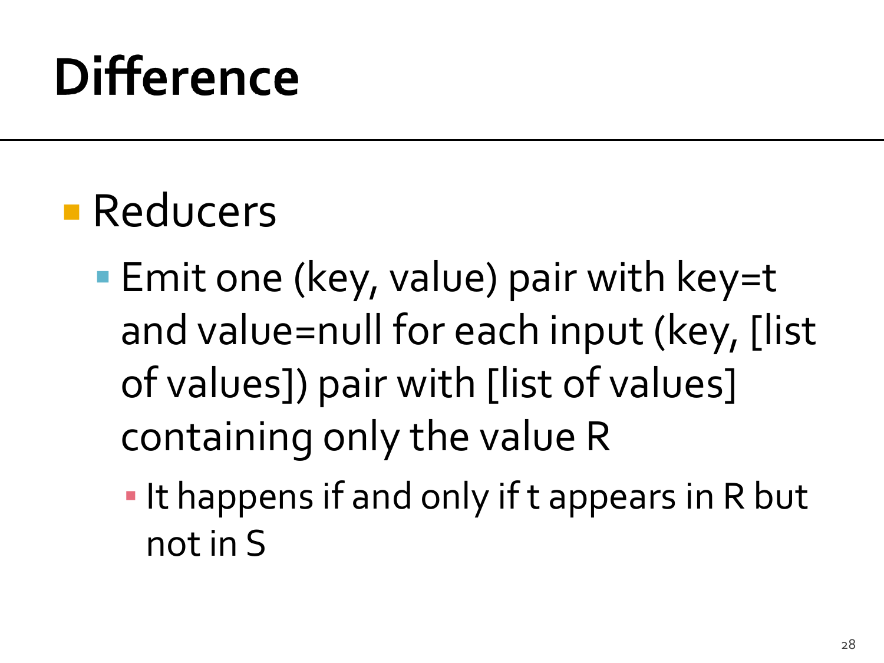# Difference

- Reducers
  - Emit one (key, value) pair with key=t and value=null for each input (key, [list of values]) pair with [list of values] containing only the value R
    - It happens if and only if t appears in R but not in S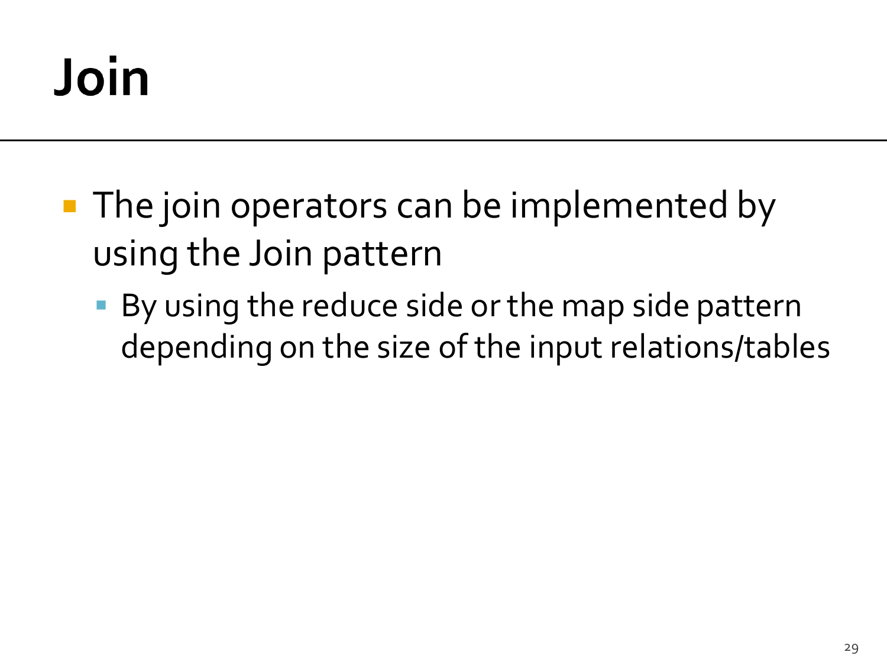# Join

- The join operators can be implemented by using the Join pattern
  - By using the reduce side or the map side pattern depending on the size of the input relations/tables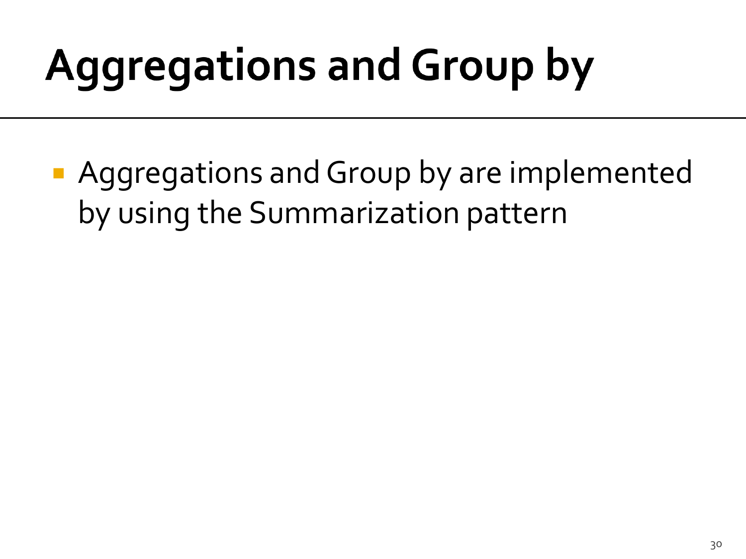# Aggregations and Group by

- Aggregations and Group by are implemented by using the Summarization pattern